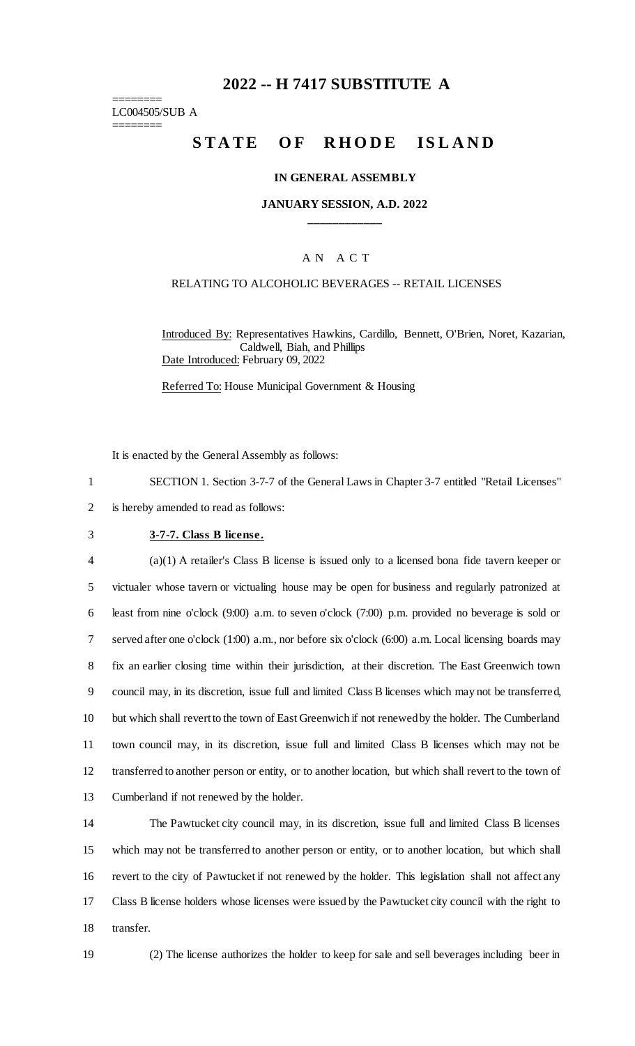# 2022 -- H 7417 SUBSTITUTE A

========
LC004505/SUB A
========

## STATE OF RHODE ISLAND

### IN GENERAL ASSEMBLY

### JANUARY SESSION, A.D. 2022

\_\_\_\_\_\_\_\_\_\_\_\_

A N A C T

RELATING TO ALCOHOLIC BEVERAGES -- RETAIL LICENSES

Introduced By: Representatives Hawkins, Cardillo, Bennett, O'Brien, Noret, Kazarian, Caldwell, Biah, and Phillips

Date Introduced: February 09, 2022

Referred To: House Municipal Government & Housing

It is enacted by the General Assembly as follows:

SECTION 1. Section 3-7-7 of the General Laws in Chapter 3-7 entitled "Retail Licenses" is hereby amended to read as follows:

**3-7-7. Class B license.**

(a)(1) A retailer's Class B license is issued only to a licensed bona fide tavern keeper or victualer whose tavern or victualing house may be open for business and regularly patronized at least from nine o'clock (9:00) a.m. to seven o'clock (7:00) p.m. provided no beverage is sold or served after one o'clock (1:00) a.m., nor before six o'clock (6:00) a.m. Local licensing boards may fix an earlier closing time within their jurisdiction, at their discretion. The East Greenwich town council may, in its discretion, issue full and limited Class B licenses which may not be transferred, but which shall revert to the town of East Greenwich if not renewed by the holder. The Cumberland town council may, in its discretion, issue full and limited Class B licenses which may not be transferred to another person or entity, or to another location, but which shall revert to the town of Cumberland if not renewed by the holder.

The Pawtucket city council may, in its discretion, issue full and limited Class B licenses which may not be transferred to another person or entity, or to another location, but which shall revert to the city of Pawtucket if not renewed by the holder. This legislation shall not affect any Class B license holders whose licenses were issued by the Pawtucket city council with the right to transfer.

(2) The license authorizes the holder to keep for sale and sell beverages including beer in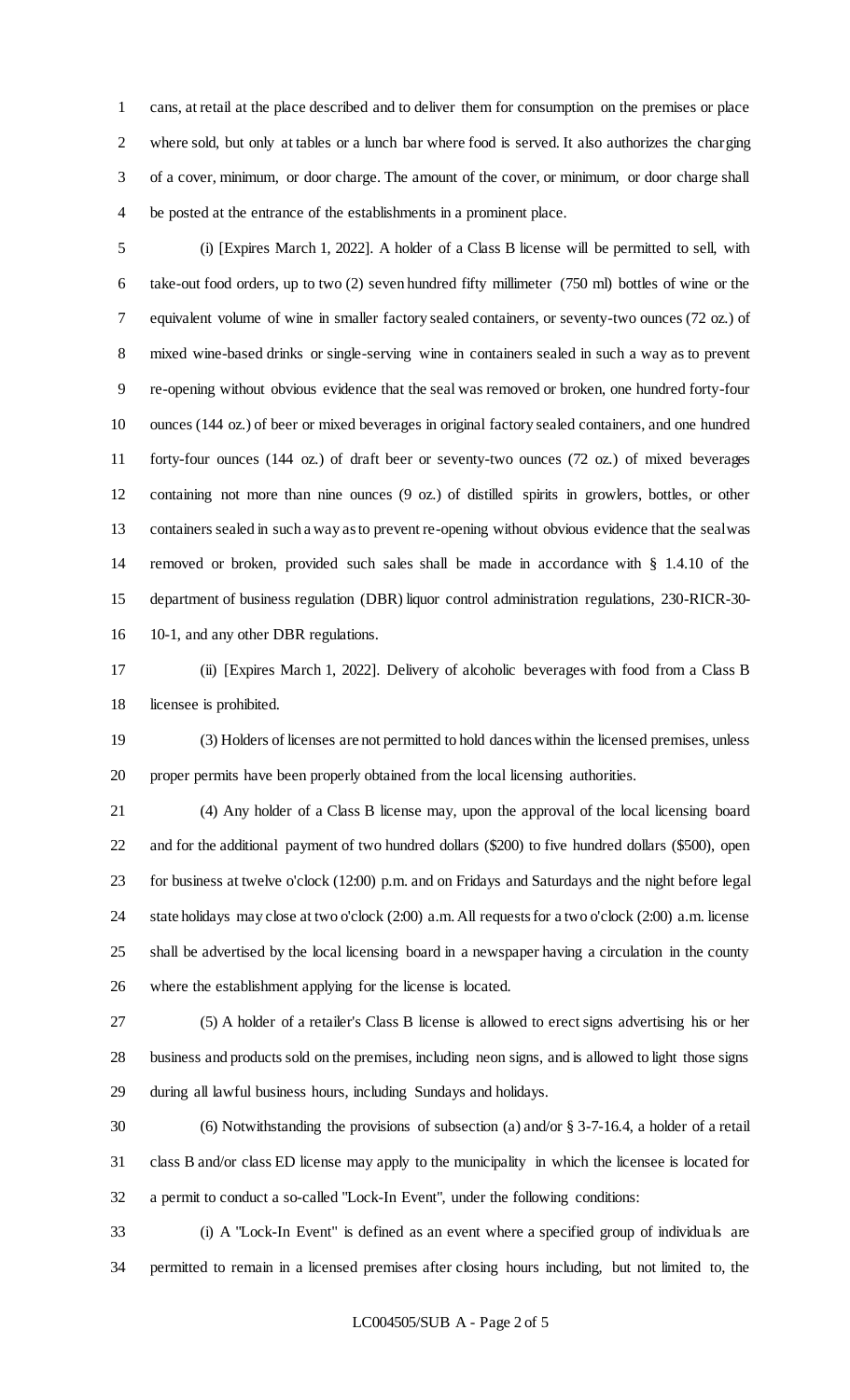cans, at retail at the place described and to deliver them for consumption on the premises or place where sold, but only at tables or a lunch bar where food is served. It also authorizes the charging of a cover, minimum, or door charge. The amount of the cover, or minimum, or door charge shall be posted at the entrance of the establishments in a prominent place.

(i) [Expires March 1, 2022]. A holder of a Class B license will be permitted to sell, with take-out food orders, up to two (2) seven hundred fifty millimeter (750 ml) bottles of wine or the equivalent volume of wine in smaller factory sealed containers, or seventy-two ounces (72 oz.) of mixed wine-based drinks or single-serving wine in containers sealed in such a way as to prevent re-opening without obvious evidence that the seal was removed or broken, one hundred forty-four ounces (144 oz.) of beer or mixed beverages in original factory sealed containers, and one hundred forty-four ounces (144 oz.) of draft beer or seventy-two ounces (72 oz.) of mixed beverages containing not more than nine ounces (9 oz.) of distilled spirits in growlers, bottles, or other containers sealed in such a way as to prevent re-opening without obvious evidence that the seal was removed or broken, provided such sales shall be made in accordance with § 1.4.10 of the department of business regulation (DBR) liquor control administration regulations, 230-RICR-30-10-1, and any other DBR regulations.

(ii) [Expires March 1, 2022]. Delivery of alcoholic beverages with food from a Class B licensee is prohibited.

(3) Holders of licenses are not permitted to hold dances within the licensed premises, unless proper permits have been properly obtained from the local licensing authorities.

(4) Any holder of a Class B license may, upon the approval of the local licensing board and for the additional payment of two hundred dollars ($200) to five hundred dollars ($500), open for business at twelve o'clock (12:00) p.m. and on Fridays and Saturdays and the night before legal state holidays may close at two o'clock (2:00) a.m. All requests for a two o'clock (2:00) a.m. license shall be advertised by the local licensing board in a newspaper having a circulation in the county where the establishment applying for the license is located.

(5) A holder of a retailer's Class B license is allowed to erect signs advertising his or her business and products sold on the premises, including neon signs, and is allowed to light those signs during all lawful business hours, including Sundays and holidays.

(6) Notwithstanding the provisions of subsection (a) and/or § 3-7-16.4, a holder of a retail class B and/or class ED license may apply to the municipality in which the licensee is located for a permit to conduct a so-called "Lock-In Event", under the following conditions:

(i) A "Lock-In Event" is defined as an event where a specified group of individuals are permitted to remain in a licensed premises after closing hours including, but not limited to, the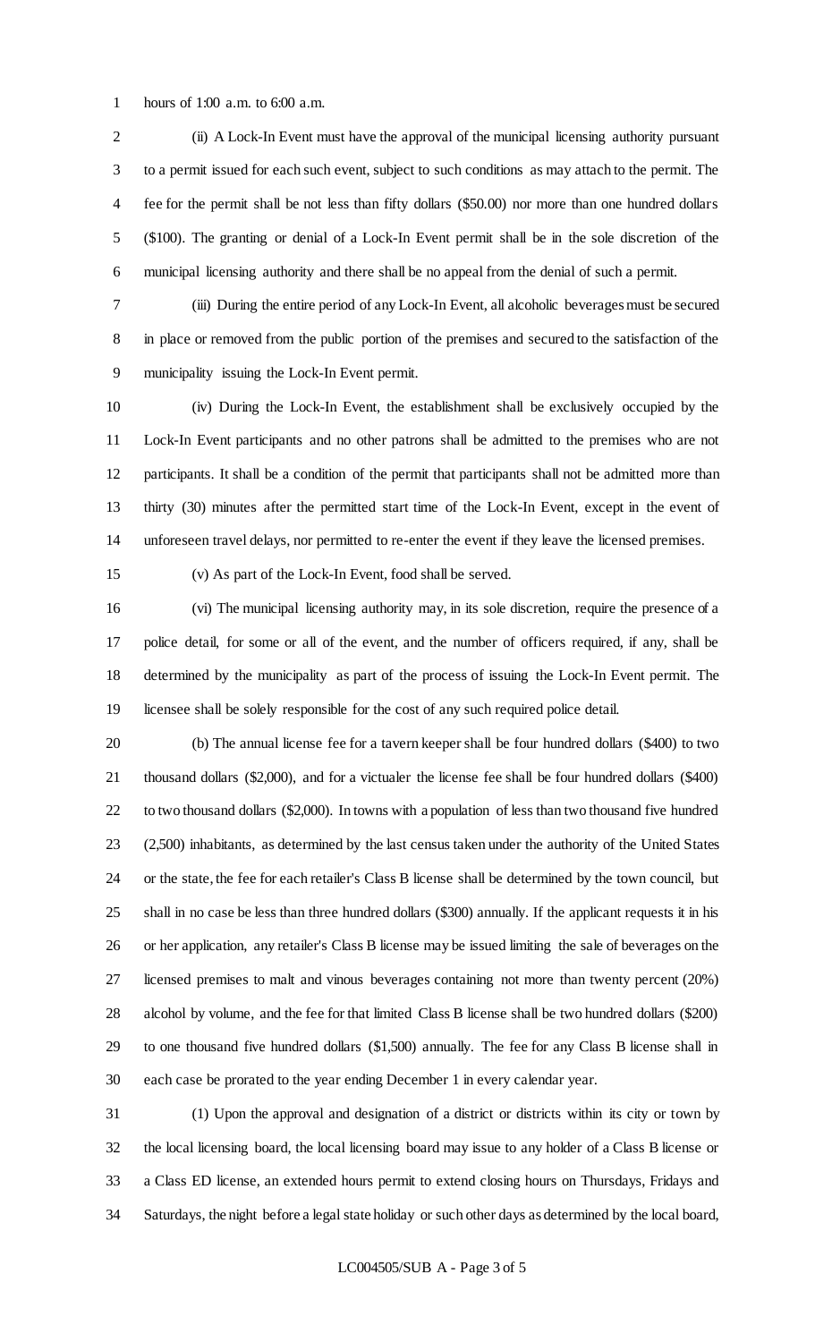hours of 1:00 a.m. to 6:00 a.m.

(ii) A Lock-In Event must have the approval of the municipal licensing authority pursuant to a permit issued for each such event, subject to such conditions as may attach to the permit. The fee for the permit shall be not less than fifty dollars ($50.00) nor more than one hundred dollars ($100). The granting or denial of a Lock-In Event permit shall be in the sole discretion of the municipal licensing authority and there shall be no appeal from the denial of such a permit.

(iii) During the entire period of any Lock-In Event, all alcoholic beverages must be secured in place or removed from the public portion of the premises and secured to the satisfaction of the municipality issuing the Lock-In Event permit.

(iv) During the Lock-In Event, the establishment shall be exclusively occupied by the Lock-In Event participants and no other patrons shall be admitted to the premises who are not participants. It shall be a condition of the permit that participants shall not be admitted more than thirty (30) minutes after the permitted start time of the Lock-In Event, except in the event of unforeseen travel delays, nor permitted to re-enter the event if they leave the licensed premises.

(v) As part of the Lock-In Event, food shall be served.

(vi) The municipal licensing authority may, in its sole discretion, require the presence of a police detail, for some or all of the event, and the number of officers required, if any, shall be determined by the municipality as part of the process of issuing the Lock-In Event permit. The licensee shall be solely responsible for the cost of any such required police detail.

(b) The annual license fee for a tavern keeper shall be four hundred dollars ($400) to two thousand dollars ($2,000), and for a victualer the license fee shall be four hundred dollars ($400) to two thousand dollars ($2,000). In towns with a population of less than two thousand five hundred (2,500) inhabitants, as determined by the last census taken under the authority of the United States or the state, the fee for each retailer's Class B license shall be determined by the town council, but shall in no case be less than three hundred dollars ($300) annually. If the applicant requests it in his or her application, any retailer's Class B license may be issued limiting the sale of beverages on the licensed premises to malt and vinous beverages containing not more than twenty percent (20%) alcohol by volume, and the fee for that limited Class B license shall be two hundred dollars ($200) to one thousand five hundred dollars ($1,500) annually. The fee for any Class B license shall in each case be prorated to the year ending December 1 in every calendar year.

(1) Upon the approval and designation of a district or districts within its city or town by the local licensing board, the local licensing board may issue to any holder of a Class B license or a Class ED license, an extended hours permit to extend closing hours on Thursdays, Fridays and Saturdays, the night before a legal state holiday or such other days as determined by the local board,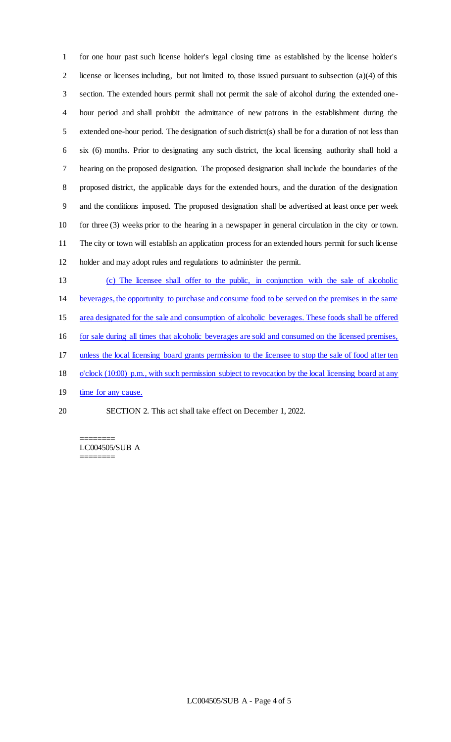for one hour past such license holder's legal closing time as established by the license holder's license or licenses including, but not limited to, those issued pursuant to subsection (a)(4) of this section. The extended hours permit shall not permit the sale of alcohol during the extended one-hour period and shall prohibit the admittance of new patrons in the establishment during the extended one-hour period. The designation of such district(s) shall be for a duration of not less than six (6) months. Prior to designating any such district, the local licensing authority shall hold a hearing on the proposed designation. The proposed designation shall include the boundaries of the proposed district, the applicable days for the extended hours, and the duration of the designation and the conditions imposed. The proposed designation shall be advertised at least once per week for three (3) weeks prior to the hearing in a newspaper in general circulation in the city or town. The city or town will establish an application process for an extended hours permit for such license holder and may adopt rules and regulations to administer the permit.

<u>(c) The licensee shall offer to the public, in conjunction with the sale of alcoholic beverages, the opportunity to purchase and consume food to be served on the premises in the same area designated for the sale and consumption of alcoholic beverages. These foods shall be offered for sale during all times that alcoholic beverages are sold and consumed on the licensed premises, unless the local licensing board grants permission to the licensee to stop the sale of food after ten o'clock (10:00) p.m., with such permission subject to revocation by the local licensing board at any time for any cause.</u>

SECTION 2. This act shall take effect on December 1, 2022.

========
LC004505/SUB A
========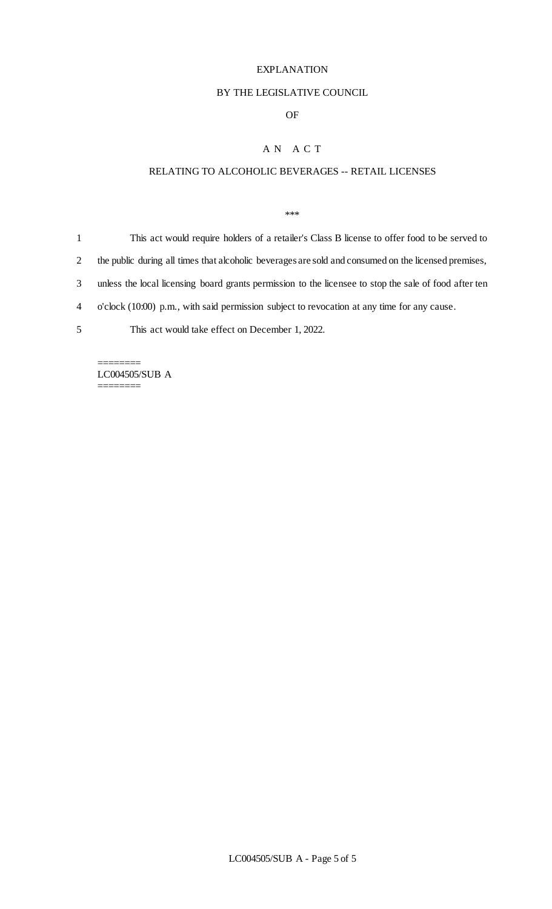EXPLANATION

BY THE LEGISLATIVE COUNCIL

OF

A N A C T

RELATING TO ALCOHOLIC BEVERAGES -- RETAIL LICENSES

\*\*\*

1 This act would require holders of a retailer's Class B license to offer food to be served to
2 the public during all times that alcoholic beverages are sold and consumed on the licensed premises,
3 unless the local licensing board grants permission to the licensee to stop the sale of food after ten
4 o'clock (10:00) p.m., with said permission subject to revocation at any time for any cause.
5 This act would take effect on December 1, 2022.

========
LC004505/SUB A
========